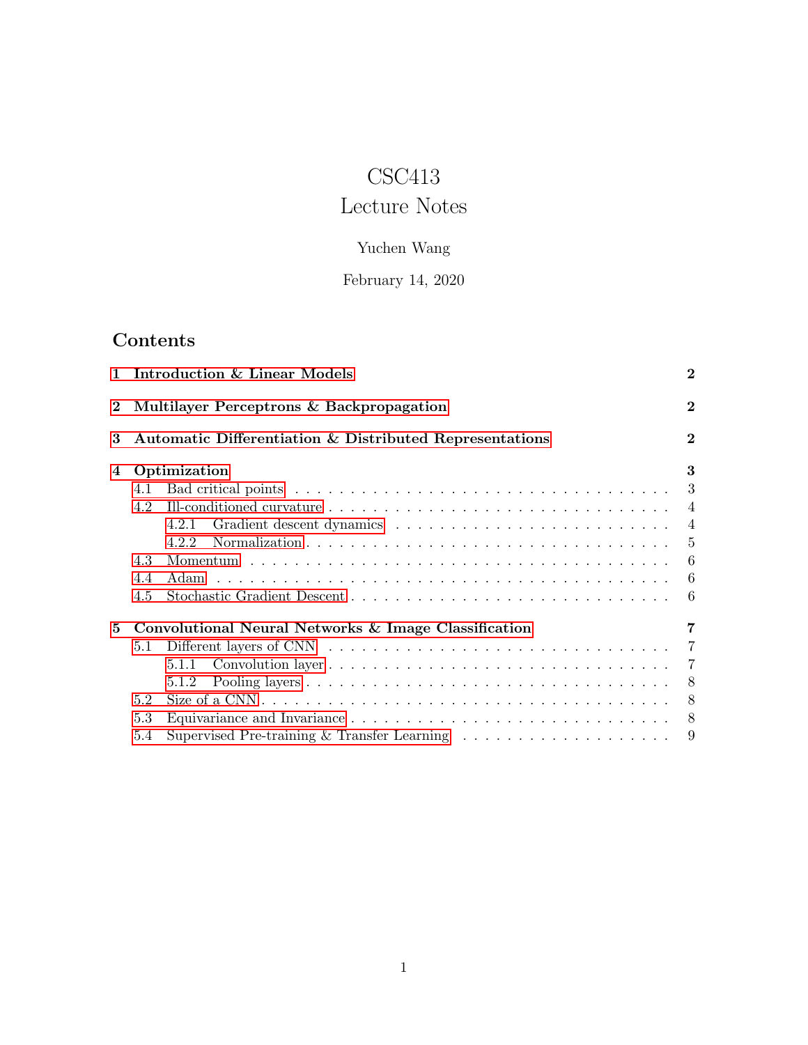# CSC413
# Lecture Notes

Yuchen Wang

February 14, 2020

## Contents

- **1 Introduction & Linear Models** — **2**
- **2 Multilayer Perceptrons & Backpropagation** — **2**
- **3 Automatic Differentiation & Distributed Representations** — **2**
- **4 Optimization** — **3**
  - 4.1 Bad critical points — 3
  - 4.2 Ill-conditioned curvature — 4
    - 4.2.1 Gradient descent dynamics — 4
    - 4.2.2 Normalization — 5
  - 4.3 Momentum — 6
  - 4.4 Adam — 6
  - 4.5 Stochastic Gradient Descent — 6
- **5 Convolutional Neural Networks & Image Classification** — **7**
  - 5.1 Different layers of CNN — 7
    - 5.1.1 Convolution layer — 7
    - 5.1.2 Pooling layers — 8
  - 5.2 Size of a CNN — 8
  - 5.3 Equivariance and Invariance — 8
  - 5.4 Supervised Pre-training & Transfer Learning — 9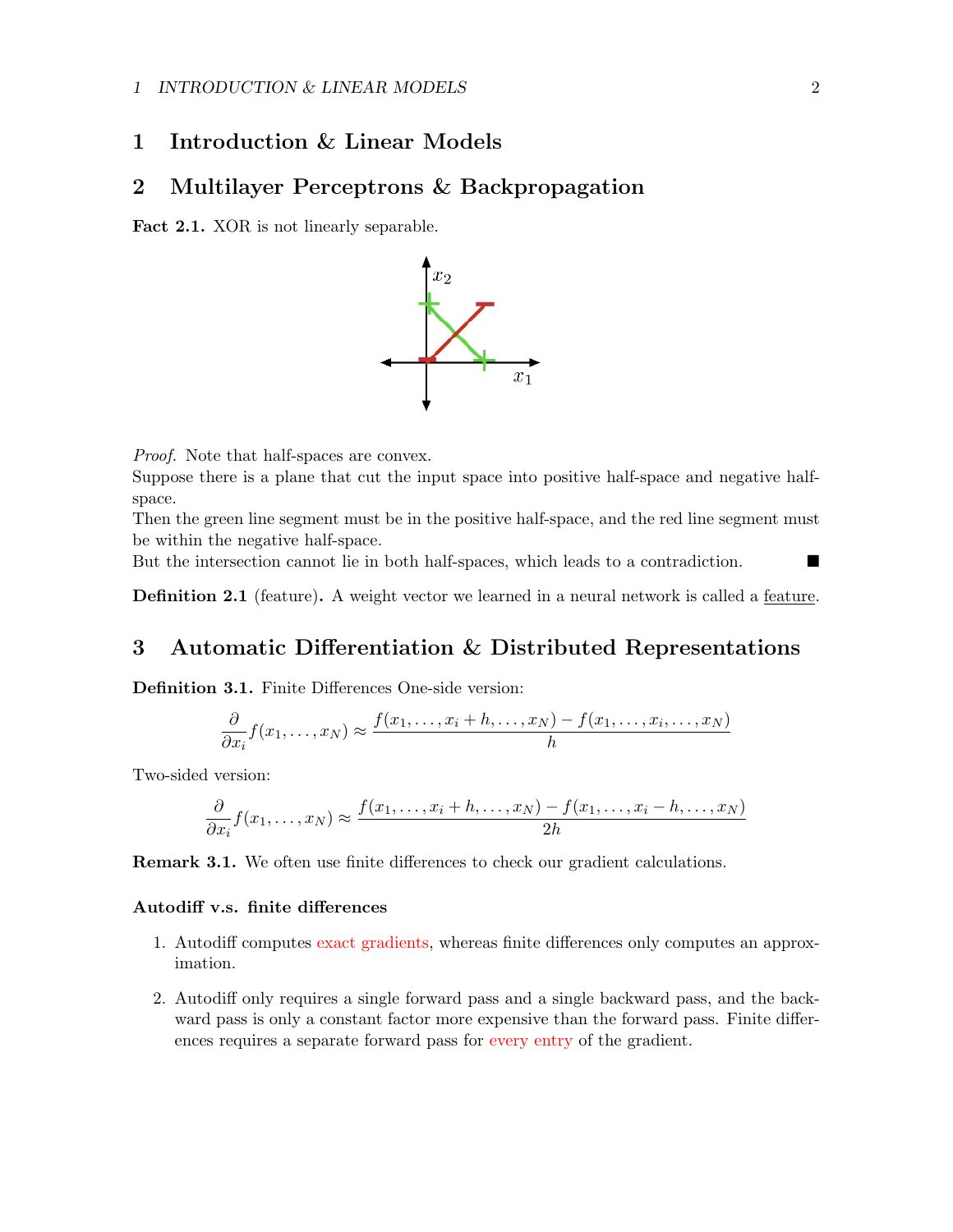# 1 Introduction & Linear Models

# 2 Multilayer Perceptrons & Backpropagation

**Fact 2.1.** XOR is not linearly separable.

*Proof.* Note that half-spaces are convex.
Suppose there is a plane that cut the input space into positive half-space and negative half-space.
Then the green line segment must be in the positive half-space, and the red line segment must be within the negative half-space.
But the intersection cannot lie in both half-spaces, which leads to a contradiction. ∎

**Definition 2.1** (feature)**.** A weight vector we learned in a neural network is called a feature.

# 3 Automatic Differentiation & Distributed Representations

**Definition 3.1.** Finite Differences One-side version:

$$\frac{\partial}{\partial x_i} f(x_1, \ldots, x_N) \approx \frac{f(x_1, \ldots, x_i + h, \ldots, x_N) - f(x_1, \ldots, x_i, \ldots, x_N)}{h}$$

Two-sided version:

$$\frac{\partial}{\partial x_i} f(x_1, \ldots, x_N) \approx \frac{f(x_1, \ldots, x_i + h, \ldots, x_N) - f(x_1, \ldots, x_i - h, \ldots, x_N)}{2h}$$

**Remark 3.1.** We often use finite differences to check our gradient calculations.

### Autodiff v.s. finite differences

1. Autodiff computes exact gradients, whereas finite differences only computes an approximation.
2. Autodiff only requires a single forward pass and a single backward pass, and the backward pass is only a constant factor more expensive than the forward pass. Finite differences requires a separate forward pass for every entry of the gradient.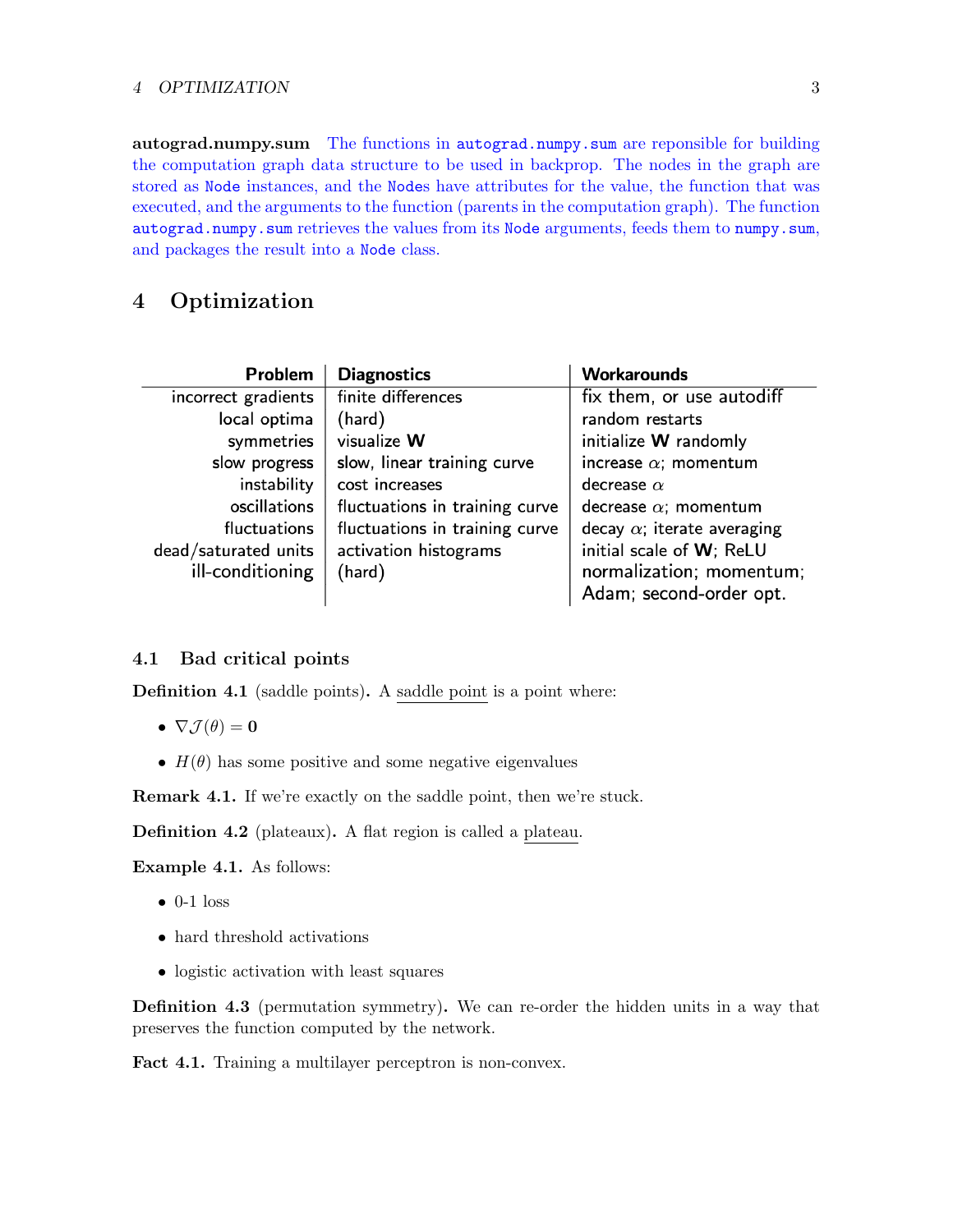**autograd.numpy.sum** The functions in `autograd.numpy.sum` are reponsible for building the computation graph data structure to be used in backprop. The nodes in the graph are stored as `Node` instances, and the `Nodes` have attributes for the value, the function that was executed, and the arguments to the function (parents in the computation graph). The function `autograd.numpy.sum` retrieves the values from its `Node` arguments, feeds them to `numpy.sum`, and packages the result into a `Node` class.

# 4 Optimization

| Problem | Diagnostics | Workarounds |
|---|---|---|
| incorrect gradients | finite differences | fix them, or use autodiff |
| local optima | (hard) | random restarts |
| symmetries | visualize $\mathbf{W}$ | initialize $\mathbf{W}$ randomly |
| slow progress | slow, linear training curve | increase $\alpha$; momentum |
| instability | cost increases | decrease $\alpha$ |
| oscillations | fluctuations in training curve | decrease $\alpha$; momentum |
| fluctuations | fluctuations in training curve | decay $\alpha$; iterate averaging |
| dead/saturated units | activation histograms | initial scale of $\mathbf{W}$; ReLU |
| ill-conditioning | (hard) | normalization; momentum; Adam; second-order opt. |

## 4.1 Bad critical points

**Definition 4.1** (saddle points)**.** A saddle point is a point where:

- $\nabla \mathcal{J}(\theta) = \mathbf{0}$
- $H(\theta)$ has some positive and some negative eigenvalues

**Remark 4.1.** If we're exactly on the saddle point, then we're stuck.

**Definition 4.2** (plateaux)**.** A flat region is called a plateau.

**Example 4.1.** As follows:

- 0-1 loss
- hard threshold activations
- logistic activation with least squares

**Definition 4.3** (permutation symmetry)**.** We can re-order the hidden units in a way that preserves the function computed by the network.

**Fact 4.1.** Training a multilayer perceptron is non-convex.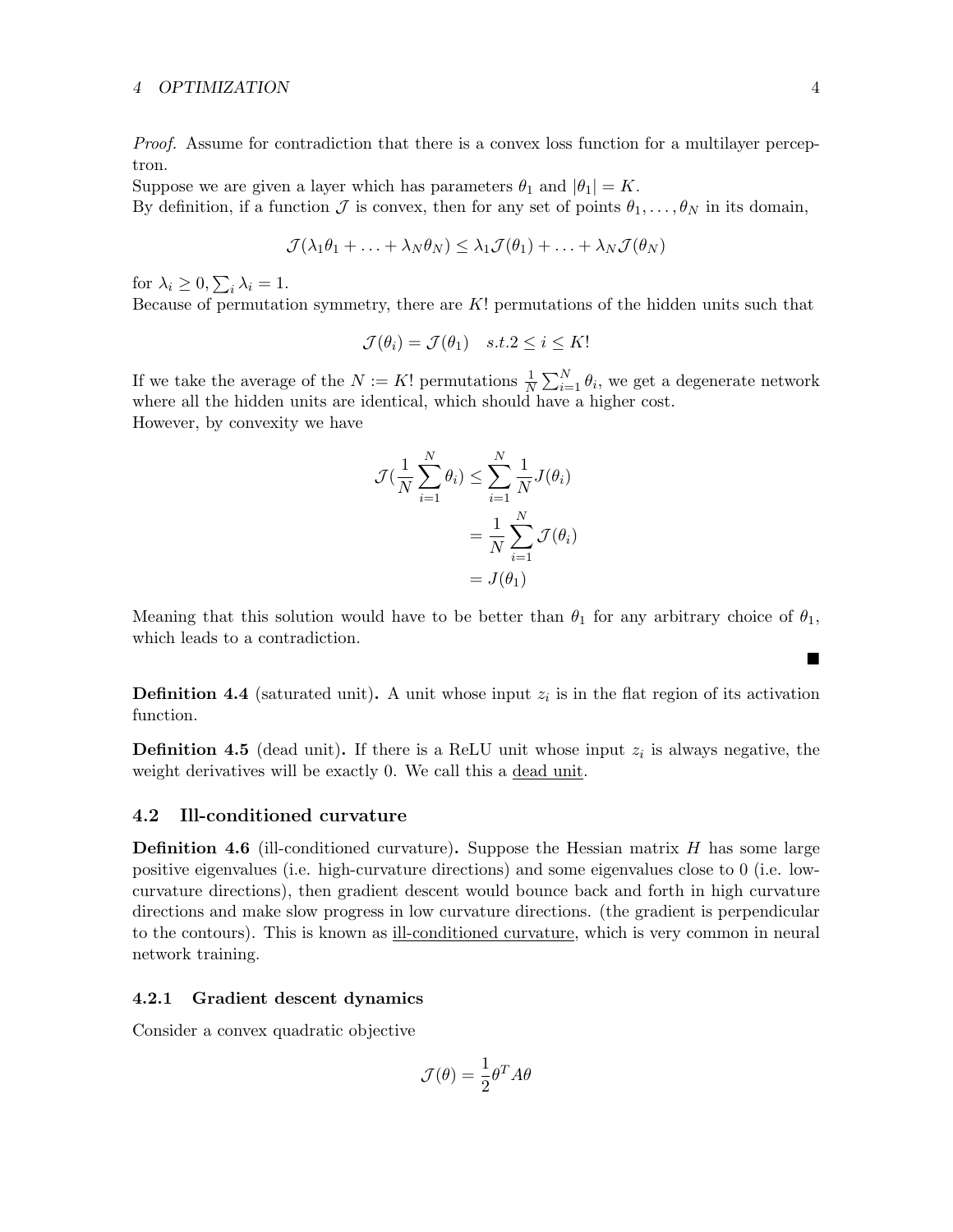*Proof.* Assume for contradiction that there is a convex loss function for a multilayer perceptron.
Suppose we are given a layer which has parameters $\theta_1$ and $|\theta_1| = K$.
By definition, if a function $\mathcal{J}$ is convex, then for any set of points $\theta_1, \ldots, \theta_N$ in its domain,

$$\mathcal{J}(\lambda_1\theta_1 + \ldots + \lambda_N\theta_N) \leq \lambda_1\mathcal{J}(\theta_1) + \ldots + \lambda_N\mathcal{J}(\theta_N)$$

for $\lambda_i \geq 0, \sum_i \lambda_i = 1$.
Because of permutation symmetry, there are $K!$ permutations of the hidden units such that

$$\mathcal{J}(\theta_i) = \mathcal{J}(\theta_1) \quad s.t. 2 \leq i \leq K!$$

If we take the average of the $N := K!$ permutations $\frac{1}{N}\sum_{i=1}^{N}\theta_i$, we get a degenerate network where all the hidden units are identical, which should have a higher cost.
However, by convexity we have

$$\begin{aligned}
\mathcal{J}(\frac{1}{N}\sum_{i=1}^{N}\theta_i) &\leq \sum_{i=1}^{N}\frac{1}{N}J(\theta_i) \\
&= \frac{1}{N}\sum_{i=1}^{N}\mathcal{J}(\theta_i) \\
&= J(\theta_1)
\end{aligned}$$

Meaning that this solution would have to be better than $\theta_1$ for any arbitrary choice of $\theta_1$, which leads to a contradiction. ■

**Definition 4.4** (saturated unit)**.** A unit whose input $z_i$ is in the flat region of its activation function.

**Definition 4.5** (dead unit)**.** If there is a ReLU unit whose input $z_i$ is always negative, the weight derivatives will be exactly 0. We call this a dead unit.

## 4.2 Ill-conditioned curvature

**Definition 4.6** (ill-conditioned curvature)**.** Suppose the Hessian matrix $H$ has some large positive eigenvalues (i.e. high-curvature directions) and some eigenvalues close to 0 (i.e. low-curvature directions), then gradient descent would bounce back and forth in high curvature directions and make slow progress in low curvature directions. (the gradient is perpendicular to the contours). This is known as ill-conditioned curvature, which is very common in neural network training.

### 4.2.1 Gradient descent dynamics

Consider a convex quadratic objective

$$\mathcal{J}(\theta) = \frac{1}{2}\theta^T A\theta$$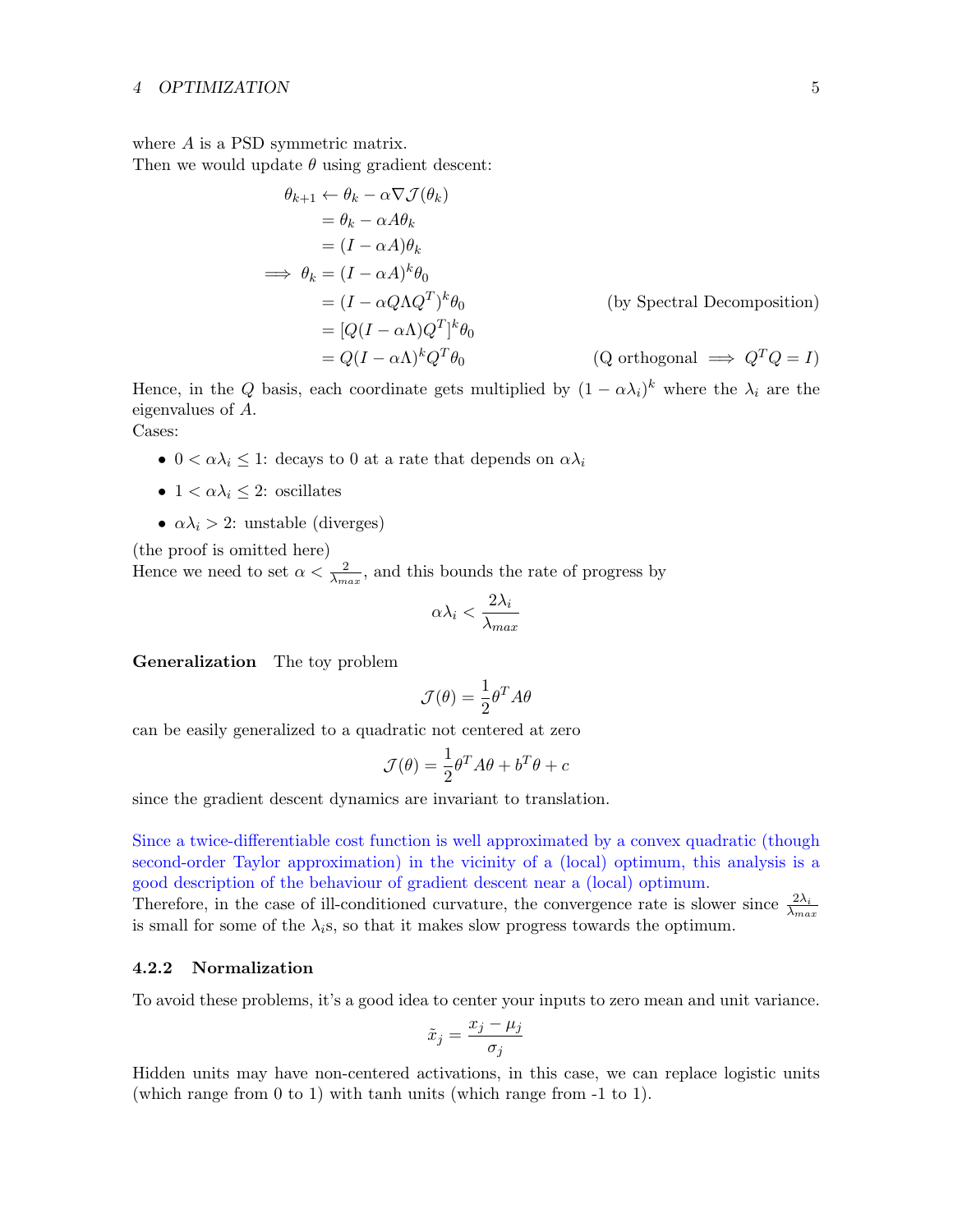where $A$ is a PSD symmetric matrix.
Then we would update $\theta$ using gradient descent:

$$
\begin{aligned}
\theta_{k+1} &\leftarrow \theta_k - \alpha \nabla \mathcal{J}(\theta_k) \\
&= \theta_k - \alpha A \theta_k \\
&= (I - \alpha A)\theta_k \\
\implies \theta_k &= (I - \alpha A)^k \theta_0 \\
&= (I - \alpha Q \Lambda Q^T)^k \theta_0 && \text{(by Spectral Decomposition)} \\
&= [Q(I - \alpha \Lambda) Q^T]^k \theta_0 \\
&= Q(I - \alpha \Lambda)^k Q^T \theta_0 && \text{(Q orthogonal} \implies Q^T Q = I\text{)}
\end{aligned}
$$

Hence, in the $Q$ basis, each coordinate gets multiplied by $(1 - \alpha\lambda_i)^k$ where the $\lambda_i$ are the eigenvalues of $A$.
Cases:

- $0 < \alpha\lambda_i \leq 1$: decays to 0 at a rate that depends on $\alpha\lambda_i$
- $1 < \alpha\lambda_i \leq 2$: oscillates
- $\alpha\lambda_i > 2$: unstable (diverges)

(the proof is omitted here)
Hence we need to set $\alpha < \frac{2}{\lambda_{max}}$, and this bounds the rate of progress by

$$\alpha\lambda_i < \frac{2\lambda_i}{\lambda_{max}}$$

**Generalization** The toy problem

$$\mathcal{J}(\theta) = \frac{1}{2}\theta^T A \theta$$

can be easily generalized to a quadratic not centered at zero

$$\mathcal{J}(\theta) = \frac{1}{2}\theta^T A \theta + b^T \theta + c$$

since the gradient descent dynamics are invariant to translation.

Since a twice-differentiable cost function is well approximated by a convex quadratic (though second-order Taylor approximation) in the vicinity of a (local) optimum, this analysis is a good description of the behaviour of gradient descent near a (local) optimum.
Therefore, in the case of ill-conditioned curvature, the convergence rate is slower since $\frac{2\lambda_i}{\lambda_{max}}$ is small for some of the $\lambda_i$s, so that it makes slow progress towards the optimum.

### 4.2.2 Normalization

To avoid these problems, it's a good idea to center your inputs to zero mean and unit variance.

$$\tilde{x}_j = \frac{x_j - \mu_j}{\sigma_j}$$

Hidden units may have non-centered activations, in this case, we can replace logistic units (which range from 0 to 1) with tanh units (which range from -1 to 1).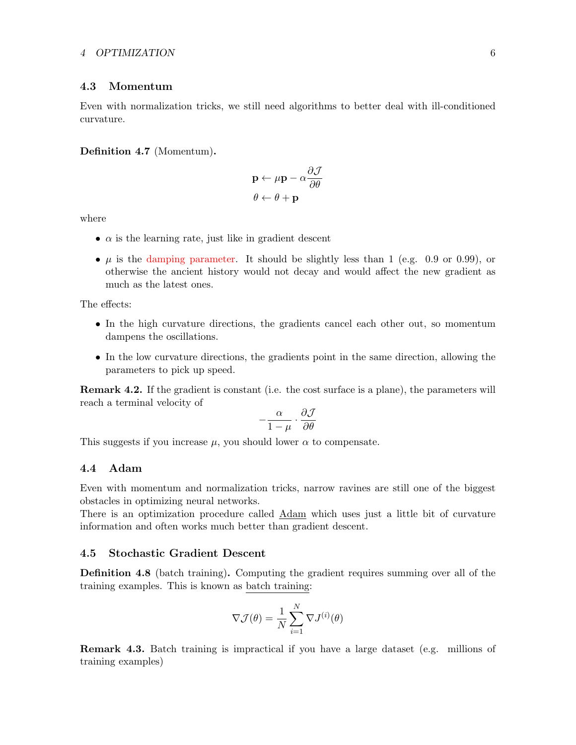### 4.3 Momentum

Even with normalization tricks, we still need algorithms to better deal with ill-conditioned curvature.

**Definition 4.7** (Momentum)**.**

$$
\begin{aligned}
\mathbf{p} &\leftarrow \mu \mathbf{p} - \alpha \frac{\partial \mathcal{J}}{\partial \theta} \\
\theta &\leftarrow \theta + \mathbf{p}
\end{aligned}
$$

where

- $\alpha$ is the learning rate, just like in gradient descent
- $\mu$ is the damping parameter. It should be slightly less than 1 (e.g. 0.9 or 0.99), or otherwise the ancient history would not decay and would affect the new gradient as much as the latest ones.

The effects:

- In the high curvature directions, the gradients cancel each other out, so momentum dampens the oscillations.
- In the low curvature directions, the gradients point in the same direction, allowing the parameters to pick up speed.

**Remark 4.2.** If the gradient is constant (i.e. the cost surface is a plane), the parameters will reach a terminal velocity of

$$
-\frac{\alpha}{1-\mu} \cdot \frac{\partial \mathcal{J}}{\partial \theta}
$$

This suggests if you increase $\mu$, you should lower $\alpha$ to compensate.

### 4.4 Adam

Even with momentum and normalization tricks, narrow ravines are still one of the biggest obstacles in optimizing neural networks.
There is an optimization procedure called Adam which uses just a little bit of curvature information and often works much better than gradient descent.

### 4.5 Stochastic Gradient Descent

**Definition 4.8** (batch training)**.** Computing the gradient requires summing over all of the training examples. This is known as batch training:

$$
\nabla \mathcal{J}(\theta) = \frac{1}{N} \sum_{i=1}^{N} \nabla J^{(i)}(\theta)
$$

**Remark 4.3.** Batch training is impractical if you have a large dataset (e.g. millions of training examples)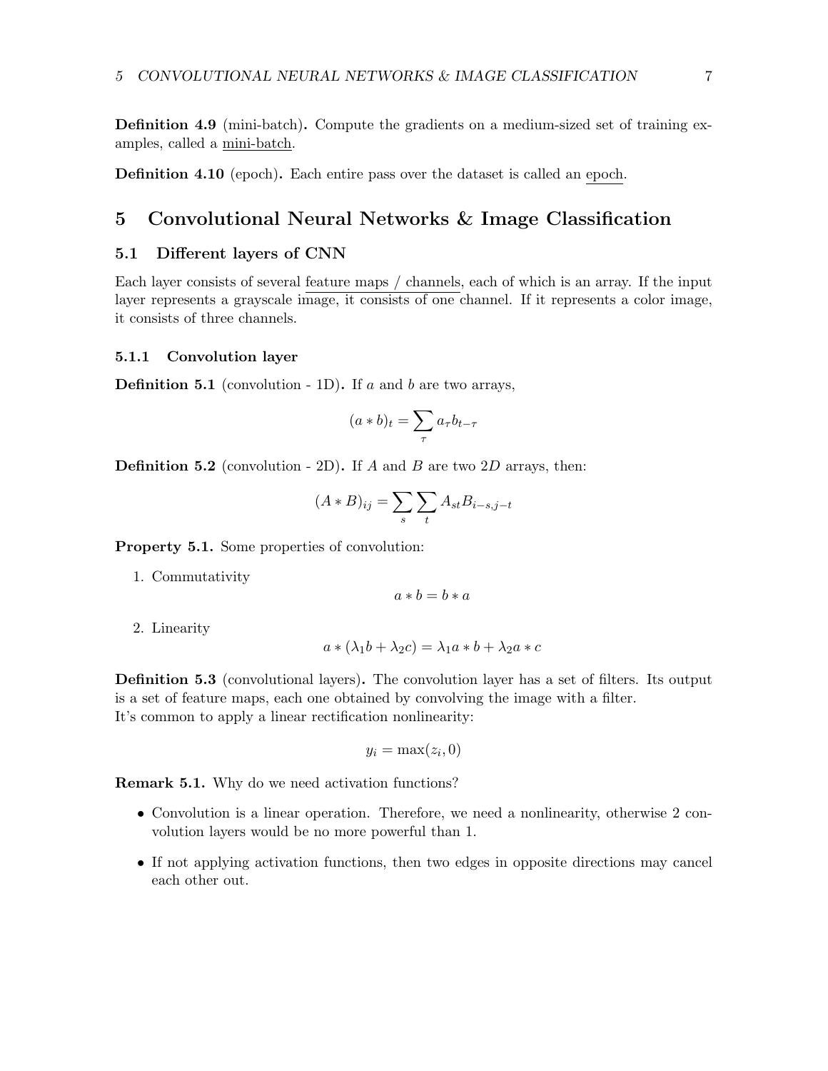**Definition 4.9** (mini-batch)**.** Compute the gradients on a medium-sized set of training examples, called a mini-batch.

**Definition 4.10** (epoch)**.** Each entire pass over the dataset is called an epoch.

# 5 Convolutional Neural Networks & Image Classification

## 5.1 Different layers of CNN

Each layer consists of several feature maps / channels, each of which is an array. If the input layer represents a grayscale image, it consists of one channel. If it represents a color image, it consists of three channels.

### 5.1.1 Convolution layer

**Definition 5.1** (convolution - 1D)**.** If $a$ and $b$ are two arrays,

$$(a * b)_t = \sum_\tau a_\tau b_{t-\tau}$$

**Definition 5.2** (convolution - 2D)**.** If $A$ and $B$ are two $2D$ arrays, then:

$$(A * B)_{ij} = \sum_s \sum_t A_{st} B_{i-s,j-t}$$

**Property 5.1.** Some properties of convolution:

1. Commutativity
$$a * b = b * a$$
2. Linearity
$$a * (\lambda_1 b + \lambda_2 c) = \lambda_1 a * b + \lambda_2 a * c$$

**Definition 5.3** (convolutional layers)**.** The convolution layer has a set of filters. Its output is a set of feature maps, each one obtained by convolving the image with a filter.
It's common to apply a linear rectification nonlinearity:

$$y_i = \max(z_i, 0)$$

**Remark 5.1.** Why do we need activation functions?

- Convolution is a linear operation. Therefore, we need a nonlinearity, otherwise 2 convolution layers would be no more powerful than 1.
- If not applying activation functions, then two edges in opposite directions may cancel each other out.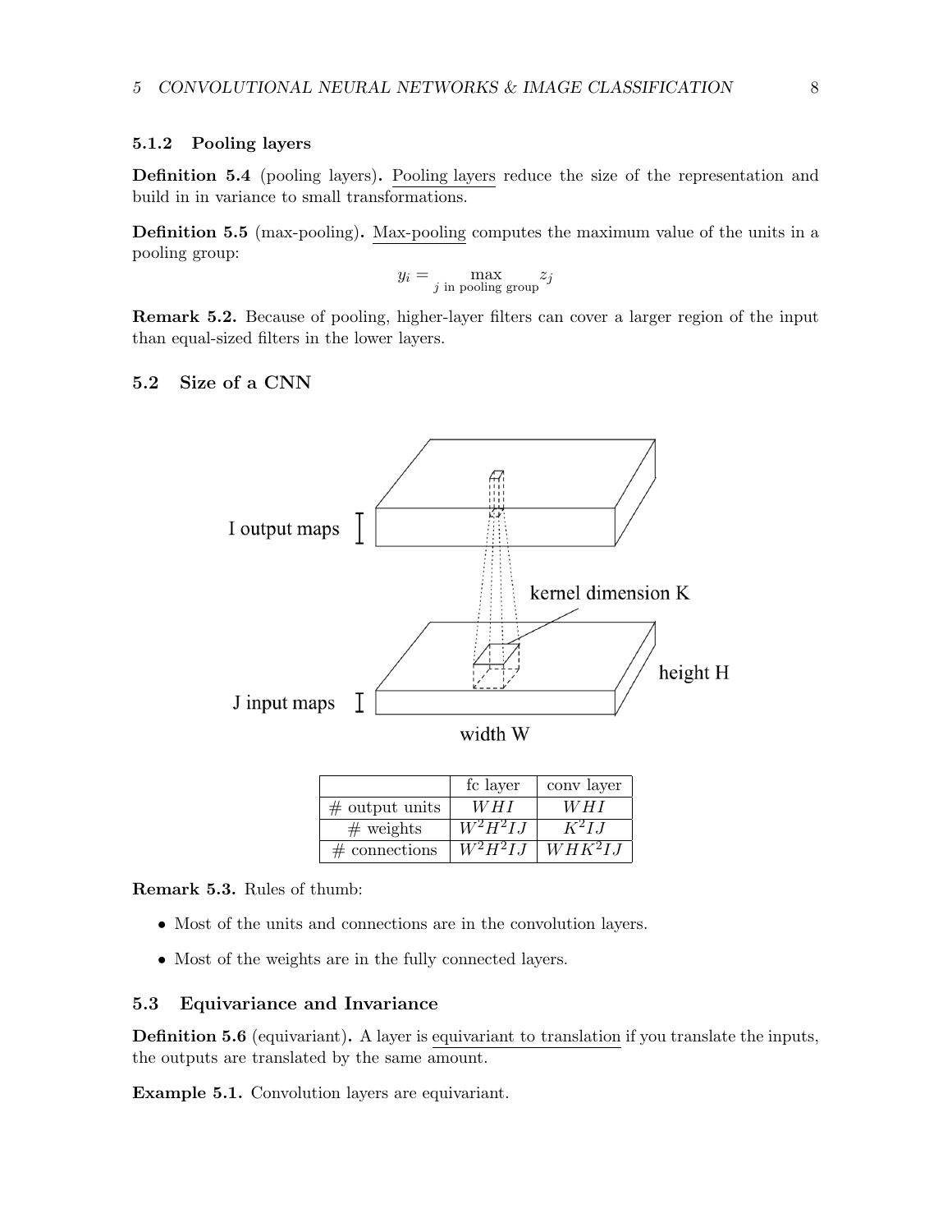### 5.1.2 Pooling layers

**Definition 5.4** (pooling layers)**.** Pooling layers reduce the size of the representation and build in in variance to small transformations.

**Definition 5.5** (max-pooling)**.** Max-pooling computes the maximum value of the units in a pooling group:

$$y_i = \max_{j \text{ in pooling group}} z_j$$

**Remark 5.2.** Because of pooling, higher-layer filters can cover a larger region of the input than equal-sized filters in the lower layers.

## 5.2 Size of a CNN

| | fc layer | conv layer |
|---|---|---|
| # output units | $WHI$ | $WHI$ |
| # weights | $W^2H^2IJ$ | $K^2IJ$ |
| # connections | $W^2H^2IJ$ | $WHK^2IJ$ |

**Remark 5.3.** Rules of thumb:

- Most of the units and connections are in the convolution layers.
- Most of the weights are in the fully connected layers.

## 5.3 Equivariance and Invariance

**Definition 5.6** (equivariant)**.** A layer is equivariant to translation if you translate the inputs, the outputs are translated by the same amount.

**Example 5.1.** Convolution layers are equivariant.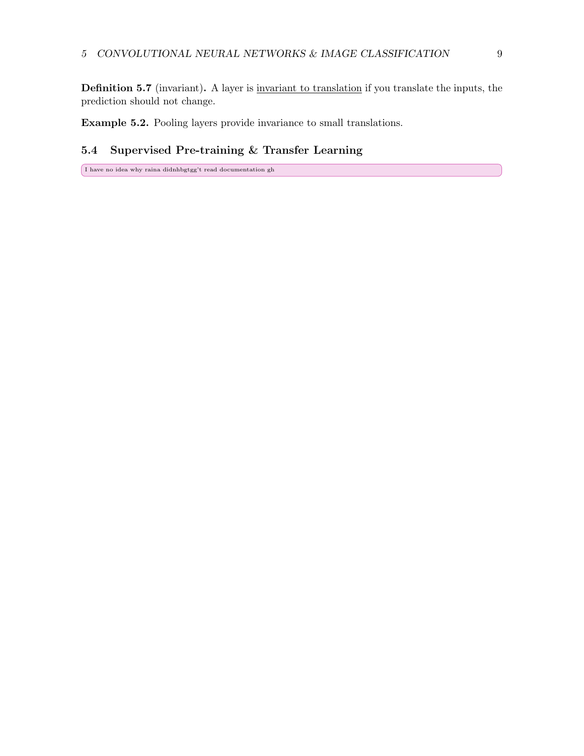**Definition 5.7** (invariant)**.** A layer is invariant to translation if you translate the inputs, the prediction should not change.

**Example 5.2.** Pooling layers provide invariance to small translations.

## 5.4 Supervised Pre-training & Transfer Learning

I have no idea why raina didnhbgtgg't read documentation gh